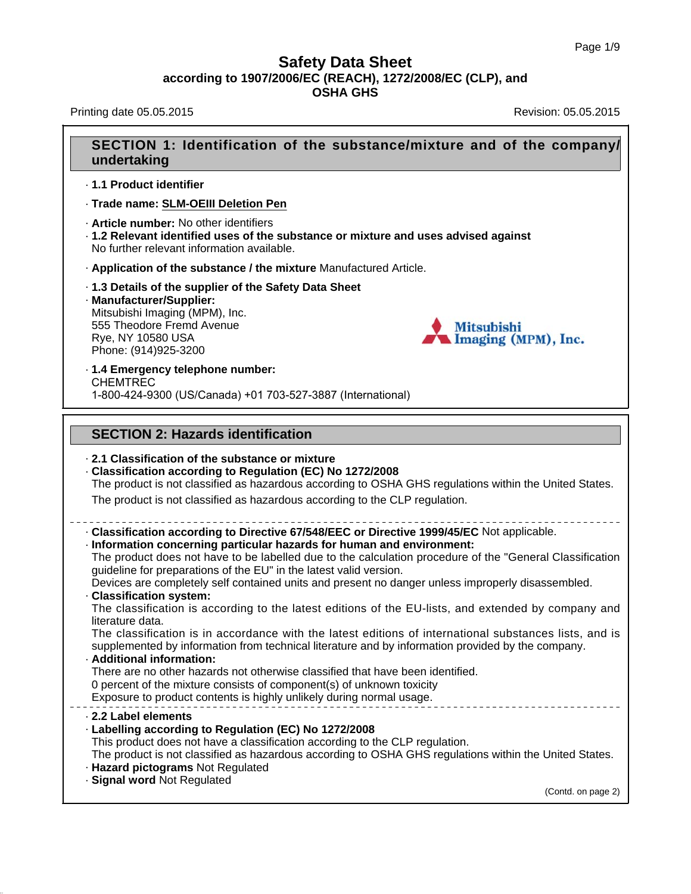# Safety Data Sheet

**according to 1907/2006/EC (REACH), 1272/2008/EC (CLP), and OSHA GHS**

Printing date 05.05.2015 Revision: 05.05.2015

## SECTION 1: Identification of the substance/mixture and of the company/ undertaking

- **1.1 Product identifier**
- **Trade name: SLM-OEIII Deletion Pen**
- **Article number:** No other identifiers
- **1.2 Relevant identified uses of the substance or mixture and uses advised against**
  No further relevant information available.
- **Application of the substance / the mixture** Manufactured Article.
- **1.3 Details of the supplier of the Safety Data Sheet**
- **Manufacturer/Supplier:**
  Mitsubishi Imaging (MPM), Inc.
  555 Theodore Fremd Avenue
  Rye, NY 10580 USA
  Phone: (914)925-3200
- **1.4 Emergency telephone number:**
  CHEMTREC
  1-800-424-9300 (US/Canada) +01 703-527-3887 (International)

## SECTION 2: Hazards identification

- **2.1 Classification of the substance or mixture**
- **Classification according to Regulation (EC) No 1272/2008**
  The product is not classified as hazardous according to OSHA GHS regulations within the United States.
  The product is not classified as hazardous according to the CLP regulation.

---

- **Classification according to Directive 67/548/EEC or Directive 1999/45/EC** Not applicable.
- **Information concerning particular hazards for human and environment:**
  The product does not have to be labelled due to the calculation procedure of the "General Classification guideline for preparations of the EU" in the latest valid version.
  Devices are completely self contained units and present no danger unless improperly disassembled.
- **Classification system:**
  The classification is according to the latest editions of the EU-lists, and extended by company and literature data.
  The classification is in accordance with the latest editions of international substances lists, and is supplemented by information from technical literature and by information provided by the company.
- **Additional information:**
  There are no other hazards not otherwise classified that have been identified.
  0 percent of the mixture consists of component(s) of unknown toxicity
  Exposure to product contents is highly unlikely during normal usage.

---

- **2.2 Label elements**
- **Labelling according to Regulation (EC) No 1272/2008**
  This product does not have a classification according to the CLP regulation.
  The product is not classified as hazardous according to OSHA GHS regulations within the United States.
- **Hazard pictograms** Not Regulated
- **Signal word** Not Regulated

(Contd. on page 2)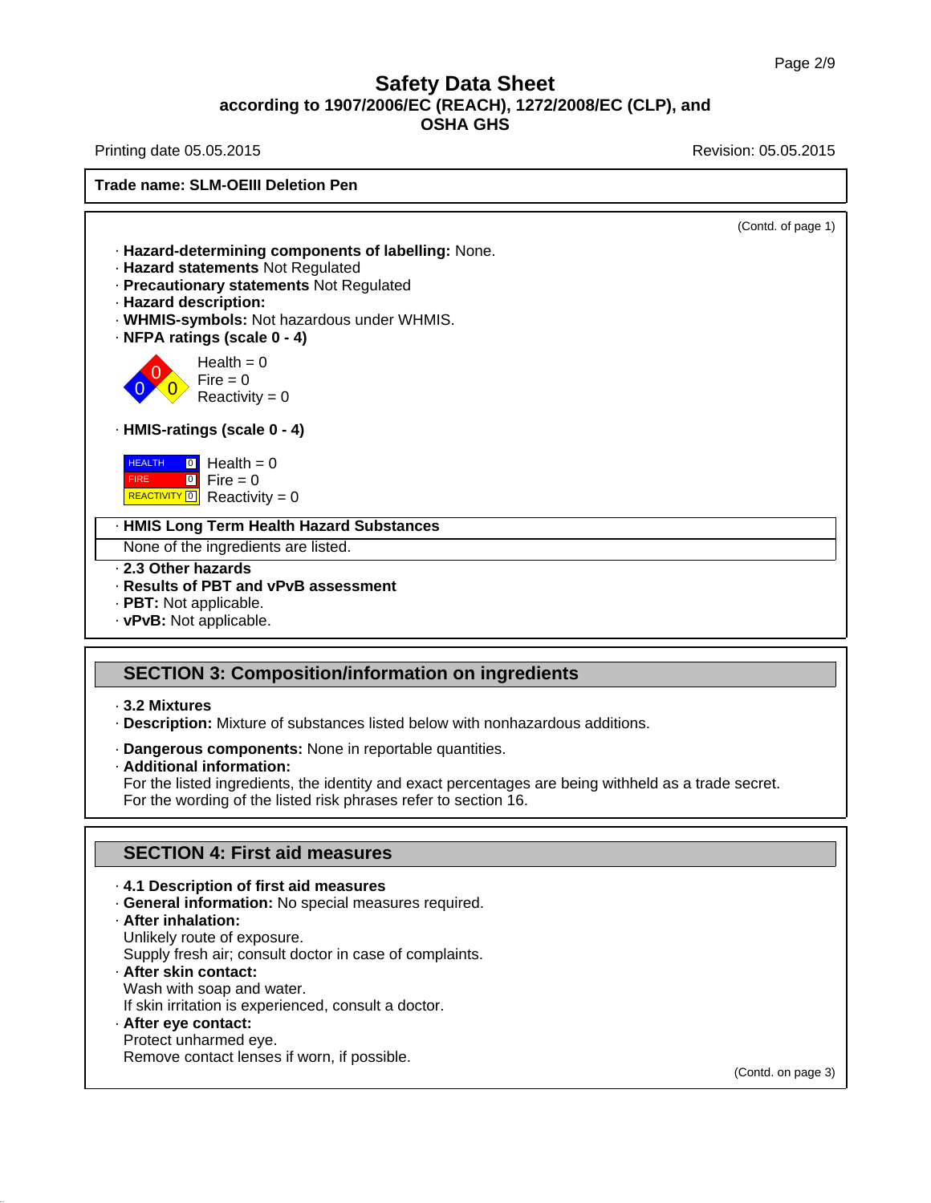# Safety Data Sheet

**according to 1907/2006/EC (REACH), 1272/2008/EC (CLP), and OSHA GHS**

Printing date 05.05.2015 Revision: 05.05.2015

**Trade name: SLM-OEIII Deletion Pen**

(Contd. of page 1)

- **Hazard-determining components of labelling:** None.
- **Hazard statements** Not Regulated
- **Precautionary statements** Not Regulated
- **Hazard description:**
- **WHMIS-symbols:** Not hazardous under WHMIS.
- **NFPA ratings (scale 0 - 4)**

Health = 0
Fire = 0
Reactivity = 0

- **HMIS-ratings (scale 0 - 4)**

| | |
|---|---|
| HEALTH 0 | Health = 0 |
| FIRE 0 | Fire = 0 |
| REACTIVITY 0 | Reactivity = 0 |

- **HMIS Long Term Health Hazard Substances**

None of the ingredients are listed.

- **2.3 Other hazards**
- **Results of PBT and vPvB assessment**
- **PBT:** Not applicable.
- **vPvB:** Not applicable.

## SECTION 3: Composition/information on ingredients

- **3.2 Mixtures**
- **Description:** Mixture of substances listed below with nonhazardous additions.
- **Dangerous components:** None in reportable quantities.
- **Additional information:**
  For the listed ingredients, the identity and exact percentages are being withheld as a trade secret.
  For the wording of the listed risk phrases refer to section 16.

## SECTION 4: First aid measures

- **4.1 Description of first aid measures**
- **General information:** No special measures required.
- **After inhalation:**
  Unlikely route of exposure.
  Supply fresh air; consult doctor in case of complaints.
- **After skin contact:**
  Wash with soap and water.
  If skin irritation is experienced, consult a doctor.
- **After eye contact:**
  Protect unharmed eye.
  Remove contact lenses if worn, if possible.

(Contd. on page 3)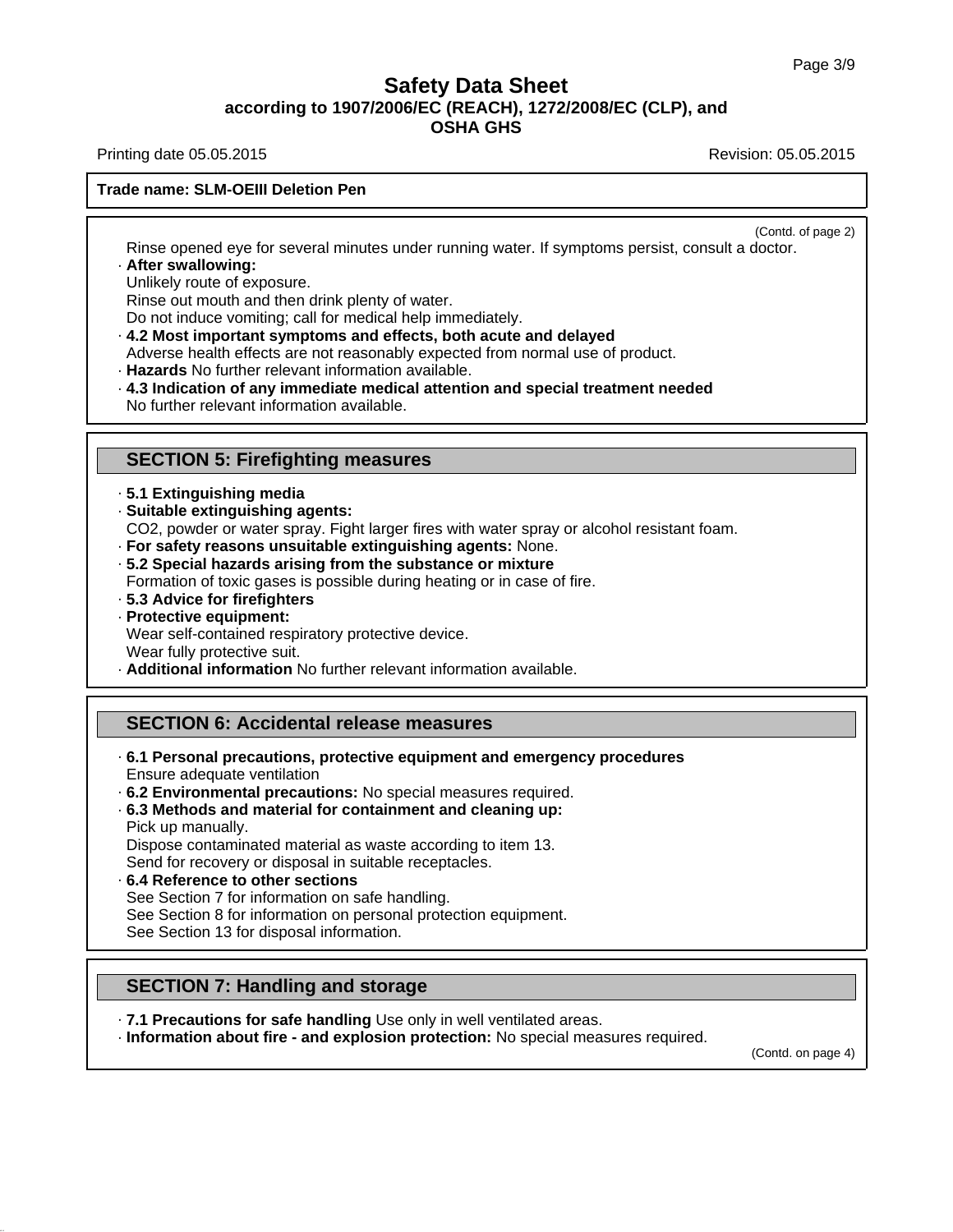**Trade name: SLM-OEIII Deletion Pen**

(Contd. of page 2)

Rinse opened eye for several minutes under running water. If symptoms persist, consult a doctor.

· **After swallowing:**
Unlikely route of exposure.
Rinse out mouth and then drink plenty of water.
Do not induce vomiting; call for medical help immediately.

· **4.2 Most important symptoms and effects, both acute and delayed**
Adverse health effects are not reasonably expected from normal use of product.

· **Hazards** No further relevant information available.

· **4.3 Indication of any immediate medical attention and special treatment needed**
No further relevant information available.

## SECTION 5: Firefighting measures

· **5.1 Extinguishing media**

· **Suitable extinguishing agents:**
$CO_2$, powder or water spray. Fight larger fires with water spray or alcohol resistant foam.

· **For safety reasons unsuitable extinguishing agents:** None.

· **5.2 Special hazards arising from the substance or mixture**
Formation of toxic gases is possible during heating or in case of fire.

· **5.3 Advice for firefighters**

· **Protective equipment:**
Wear self-contained respiratory protective device.
Wear fully protective suit.

· **Additional information** No further relevant information available.

## SECTION 6: Accidental release measures

· **6.1 Personal precautions, protective equipment and emergency procedures**
Ensure adequate ventilation

· **6.2 Environmental precautions:** No special measures required.

· **6.3 Methods and material for containment and cleaning up:**
Pick up manually.
Dispose contaminated material as waste according to item 13.
Send for recovery or disposal in suitable receptacles.

· **6.4 Reference to other sections**
See Section 7 for information on safe handling.
See Section 8 for information on personal protection equipment.
See Section 13 for disposal information.

## SECTION 7: Handling and storage

· **7.1 Precautions for safe handling** Use only in well ventilated areas.

· **Information about fire - and explosion protection:** No special measures required.

(Contd. on page 4)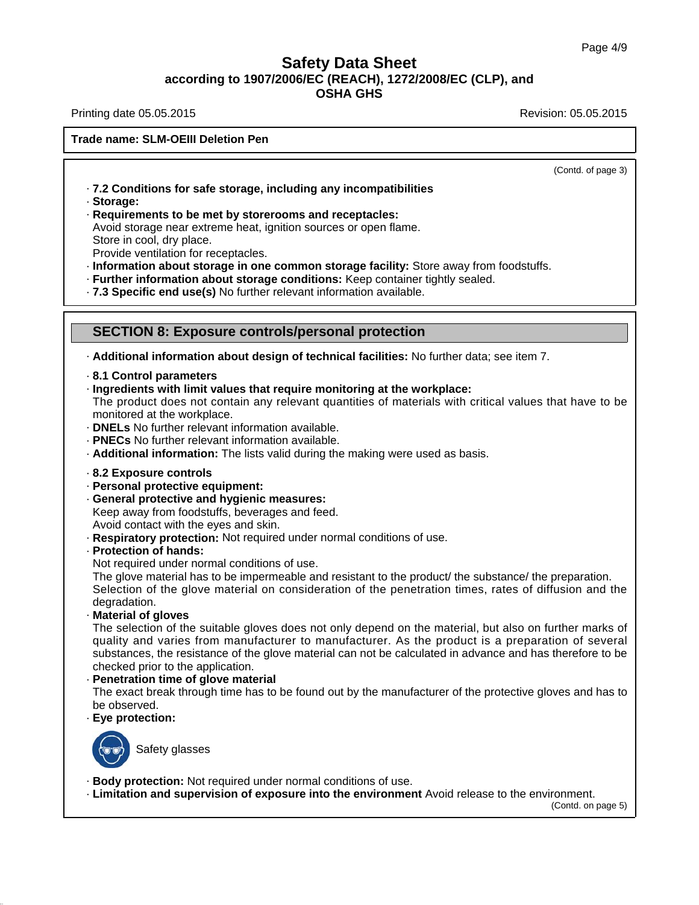(Contd. of page 3)

- **7.2 Conditions for safe storage, including any incompatibilities**
- **Storage:**
- **Requirements to be met by storerooms and receptacles:**
  Avoid storage near extreme heat, ignition sources or open flame.
  Store in cool, dry place.
  Provide ventilation for receptacles.
- **Information about storage in one common storage facility:** Store away from foodstuffs.
- **Further information about storage conditions:** Keep container tightly sealed.
- **7.3 Specific end use(s)** No further relevant information available.

## SECTION 8: Exposure controls/personal protection

- **Additional information about design of technical facilities:** No further data; see item 7.

- **8.1 Control parameters**
- **Ingredients with limit values that require monitoring at the workplace:**
  The product does not contain any relevant quantities of materials with critical values that have to be monitored at the workplace.
- **DNELs** No further relevant information available.
- **PNECs** No further relevant information available.
- **Additional information:** The lists valid during the making were used as basis.

- **8.2 Exposure controls**
- **Personal protective equipment:**
- **General protective and hygienic measures:**
  Keep away from foodstuffs, beverages and feed.
  Avoid contact with the eyes and skin.
- **Respiratory protection:** Not required under normal conditions of use.
- **Protection of hands:**
  Not required under normal conditions of use.
  The glove material has to be impermeable and resistant to the product/ the substance/ the preparation.
  Selection of the glove material on consideration of the penetration times, rates of diffusion and the degradation.
- **Material of gloves**
  The selection of the suitable gloves does not only depend on the material, but also on further marks of quality and varies from manufacturer to manufacturer. As the product is a preparation of several substances, the resistance of the glove material can not be calculated in advance and has therefore to be checked prior to the application.
- **Penetration time of glove material**
  The exact break through time has to be found out by the manufacturer of the protective gloves and has to be observed.
- **Eye protection:**

  Safety glasses

- **Body protection:** Not required under normal conditions of use.
- **Limitation and supervision of exposure into the environment** Avoid release to the environment.

(Contd. on page 5)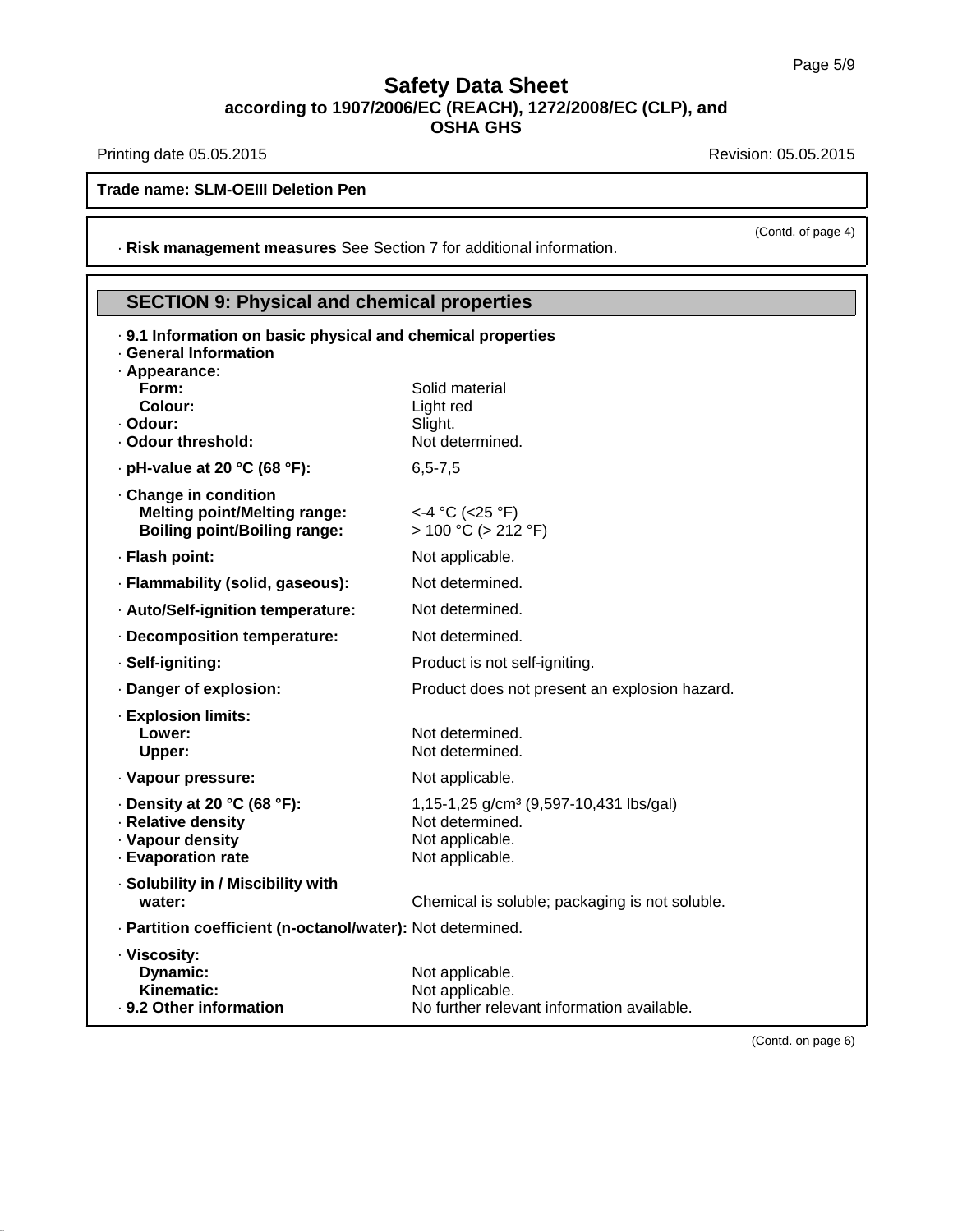## Safety Data Sheet
**according to 1907/2006/EC (REACH), 1272/2008/EC (CLP), and OSHA GHS**

Printing date 05.05.2015 Revision: 05.05.2015

**Trade name: SLM-OEIII Deletion Pen**

(Contd. of page 4)

· **Risk management measures** See Section 7 for additional information.

## SECTION 9: Physical and chemical properties

· **9.1 Information on basic physical and chemical properties**
· **General Information**
· **Appearance:**

| | |
|---|---|
| **Form:** | Solid material |
| **Colour:** | Light red |
| · **Odour:** | Slight. |
| · **Odour threshold:** | Not determined. |
| · **pH-value at 20 °C (68 °F):** | 6,5-7,5 |
| · **Change in condition** | |
| **Melting point/Melting range:** | <-4 °C (<25 °F) |
| **Boiling point/Boiling range:** | > 100 °C (> 212 °F) |
| · **Flash point:** | Not applicable. |
| · **Flammability (solid, gaseous):** | Not determined. |
| · **Auto/Self-ignition temperature:** | Not determined. |
| · **Decomposition temperature:** | Not determined. |
| · **Self-igniting:** | Product is not self-igniting. |
| · **Danger of explosion:** | Product does not present an explosion hazard. |
| · **Explosion limits:** | |
| **Lower:** | Not determined. |
| **Upper:** | Not determined. |
| · **Vapour pressure:** | Not applicable. |
| · **Density at 20 °C (68 °F):** | 1,15-1,25 g/cm³ (9,597-10,431 lbs/gal) |
| · **Relative density** | Not determined. |
| · **Vapour density** | Not applicable. |
| · **Evaporation rate** | Not applicable. |
| · **Solubility in / Miscibility with** | |
| **water:** | Chemical is soluble; packaging is not soluble. |
| · **Partition coefficient (n-octanol/water):** | Not determined. |
| · **Viscosity:** | |
| **Dynamic:** | Not applicable. |
| **Kinematic:** | Not applicable. |
| · **9.2 Other information** | No further relevant information available. |

(Contd. on page 6)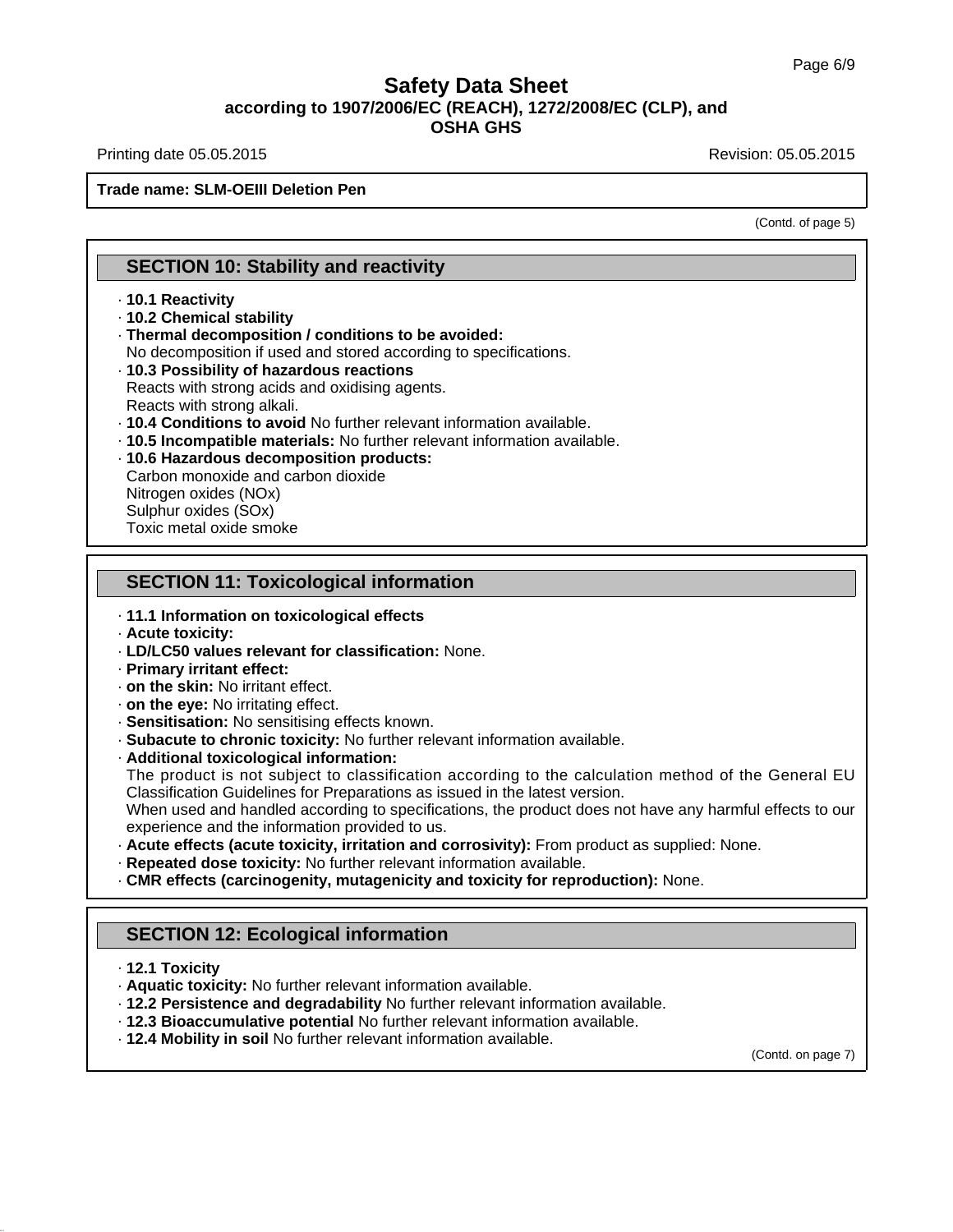**Trade name: SLM-OEIII Deletion Pen**

(Contd. of page 5)

## SECTION 10: Stability and reactivity

- **10.1 Reactivity**
- **10.2 Chemical stability**
- **Thermal decomposition / conditions to be avoided:**
  No decomposition if used and stored according to specifications.
- **10.3 Possibility of hazardous reactions**
  Reacts with strong acids and oxidising agents.
  Reacts with strong alkali.
- **10.4 Conditions to avoid** No further relevant information available.
- **10.5 Incompatible materials:** No further relevant information available.
- **10.6 Hazardous decomposition products:**
  Carbon monoxide and carbon dioxide
  Nitrogen oxides (NOx)
  Sulphur oxides (SOx)
  Toxic metal oxide smoke

## SECTION 11: Toxicological information

- **11.1 Information on toxicological effects**
- **Acute toxicity:**
- **LD/LC50 values relevant for classification:** None.
- **Primary irritant effect:**
- **on the skin:** No irritant effect.
- **on the eye:** No irritating effect.
- **Sensitisation:** No sensitising effects known.
- **Subacute to chronic toxicity:** No further relevant information available.
- **Additional toxicological information:**
  The product is not subject to classification according to the calculation method of the General EU Classification Guidelines for Preparations as issued in the latest version.
  When used and handled according to specifications, the product does not have any harmful effects to our experience and the information provided to us.
- **Acute effects (acute toxicity, irritation and corrosivity):** From product as supplied: None.
- **Repeated dose toxicity:** No further relevant information available.
- **CMR effects (carcinogenity, mutagenicity and toxicity for reproduction):** None.

## SECTION 12: Ecological information

- **12.1 Toxicity**
- **Aquatic toxicity:** No further relevant information available.
- **12.2 Persistence and degradability** No further relevant information available.
- **12.3 Bioaccumulative potential** No further relevant information available.
- **12.4 Mobility in soil** No further relevant information available.

(Contd. on page 7)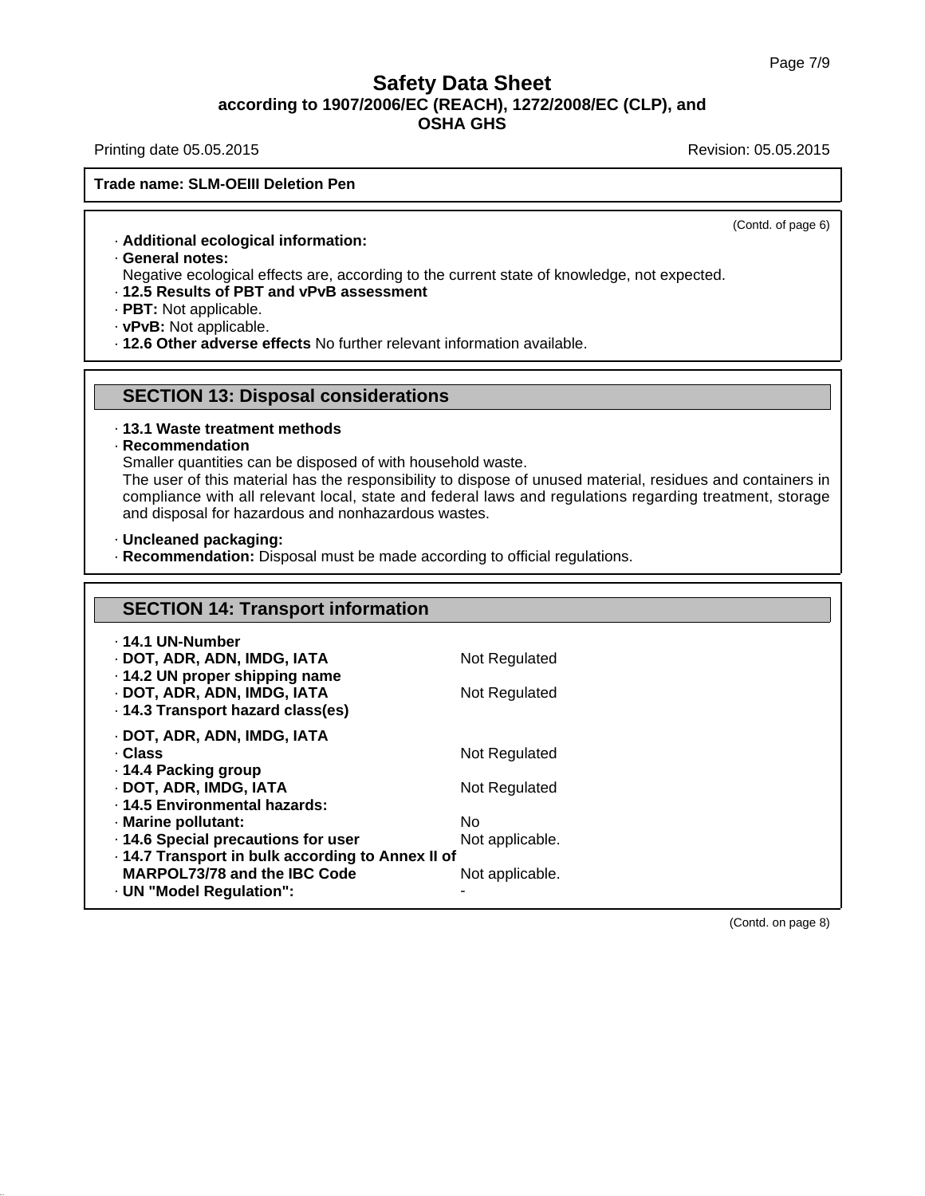**Trade name: SLM-OEIII Deletion Pen**

(Contd. of page 6)

· **Additional ecological information:**
· **General notes:**
Negative ecological effects are, according to the current state of knowledge, not expected.
· **12.5 Results of PBT and vPvB assessment**
· **PBT:** Not applicable.
· **vPvB:** Not applicable.
· **12.6 Other adverse effects** No further relevant information available.

## SECTION 13: Disposal considerations

· **13.1 Waste treatment methods**
· **Recommendation**
Smaller quantities can be disposed of with household waste.
The user of this material has the responsibility to dispose of unused material, residues and containers in compliance with all relevant local, state and federal laws and regulations regarding treatment, storage and disposal for hazardous and nonhazardous wastes.

· **Uncleaned packaging:**
· **Recommendation:** Disposal must be made according to official regulations.

## SECTION 14: Transport information

| | |
|---|---|
| · **14.1 UN-Number** | |
| · **DOT, ADR, ADN, IMDG, IATA** | Not Regulated |
| · **14.2 UN proper shipping name** | |
| · **DOT, ADR, ADN, IMDG, IATA** | Not Regulated |
| · **14.3 Transport hazard class(es)** | |
| · **DOT, ADR, ADN, IMDG, IATA** | |
| · **Class** | Not Regulated |
| · **14.4 Packing group** | |
| · **DOT, ADR, IMDG, IATA** | Not Regulated |
| · **14.5 Environmental hazards:** | |
| · **Marine pollutant:** | No |
| · **14.6 Special precautions for user** | Not applicable. |
| · **14.7 Transport in bulk according to Annex II of MARPOL73/78 and the IBC Code** | Not applicable. |
| · **UN "Model Regulation":** | - |

(Contd. on page 8)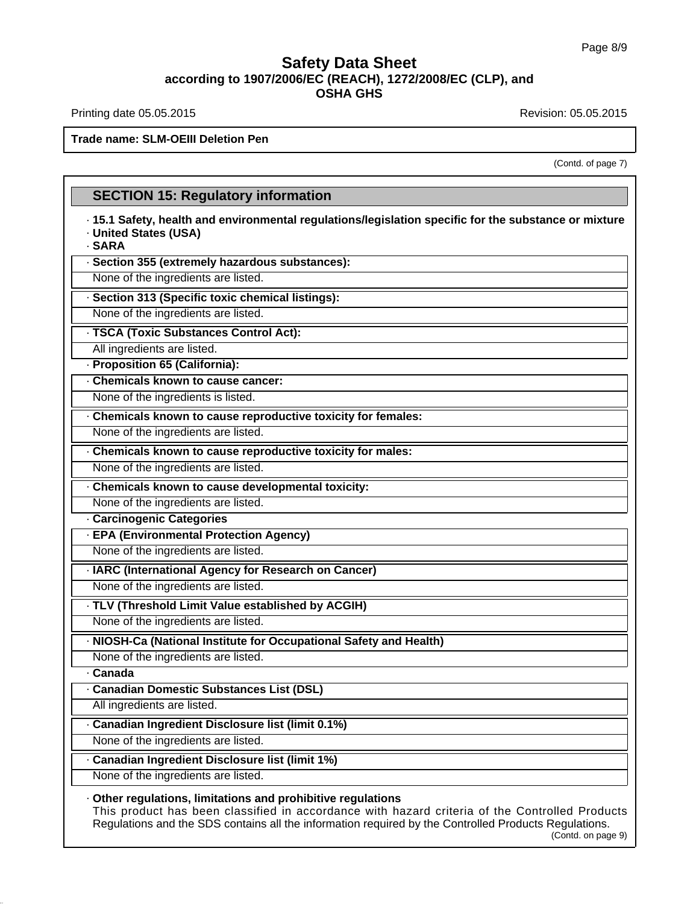Trade name: SLM-OEIII Deletion Pen

(Contd. of page 7)

## SECTION 15: Regulatory information

· **15.1 Safety, health and environmental regulations/legislation specific for the substance or mixture**
· **United States (USA)**
· **SARA**

· **Section 355 (extremely hazardous substances):**
None of the ingredients are listed.

· **Section 313 (Specific toxic chemical listings):**
None of the ingredients are listed.

· **TSCA (Toxic Substances Control Act):**
All ingredients are listed.

· **Proposition 65 (California):**

· **Chemicals known to cause cancer:**
None of the ingredients is listed.

· **Chemicals known to cause reproductive toxicity for females:**
None of the ingredients are listed.

· **Chemicals known to cause reproductive toxicity for males:**
None of the ingredients are listed.

· **Chemicals known to cause developmental toxicity:**
None of the ingredients are listed.

· **Carcinogenic Categories**

· **EPA (Environmental Protection Agency)**
None of the ingredients are listed.

· **IARC (International Agency for Research on Cancer)**
None of the ingredients are listed.

· **TLV (Threshold Limit Value established by ACGIH)**
None of the ingredients are listed.

· **NIOSH-Ca (National Institute for Occupational Safety and Health)**
None of the ingredients are listed.

· **Canada**

· **Canadian Domestic Substances List (DSL)**
All ingredients are listed.

· **Canadian Ingredient Disclosure list (limit 0.1%)**
None of the ingredients are listed.

· **Canadian Ingredient Disclosure list (limit 1%)**
None of the ingredients are listed.

· **Other regulations, limitations and prohibitive regulations**
This product has been classified in accordance with hazard criteria of the Controlled Products Regulations and the SDS contains all the information required by the Controlled Products Regulations.

(Contd. on page 9)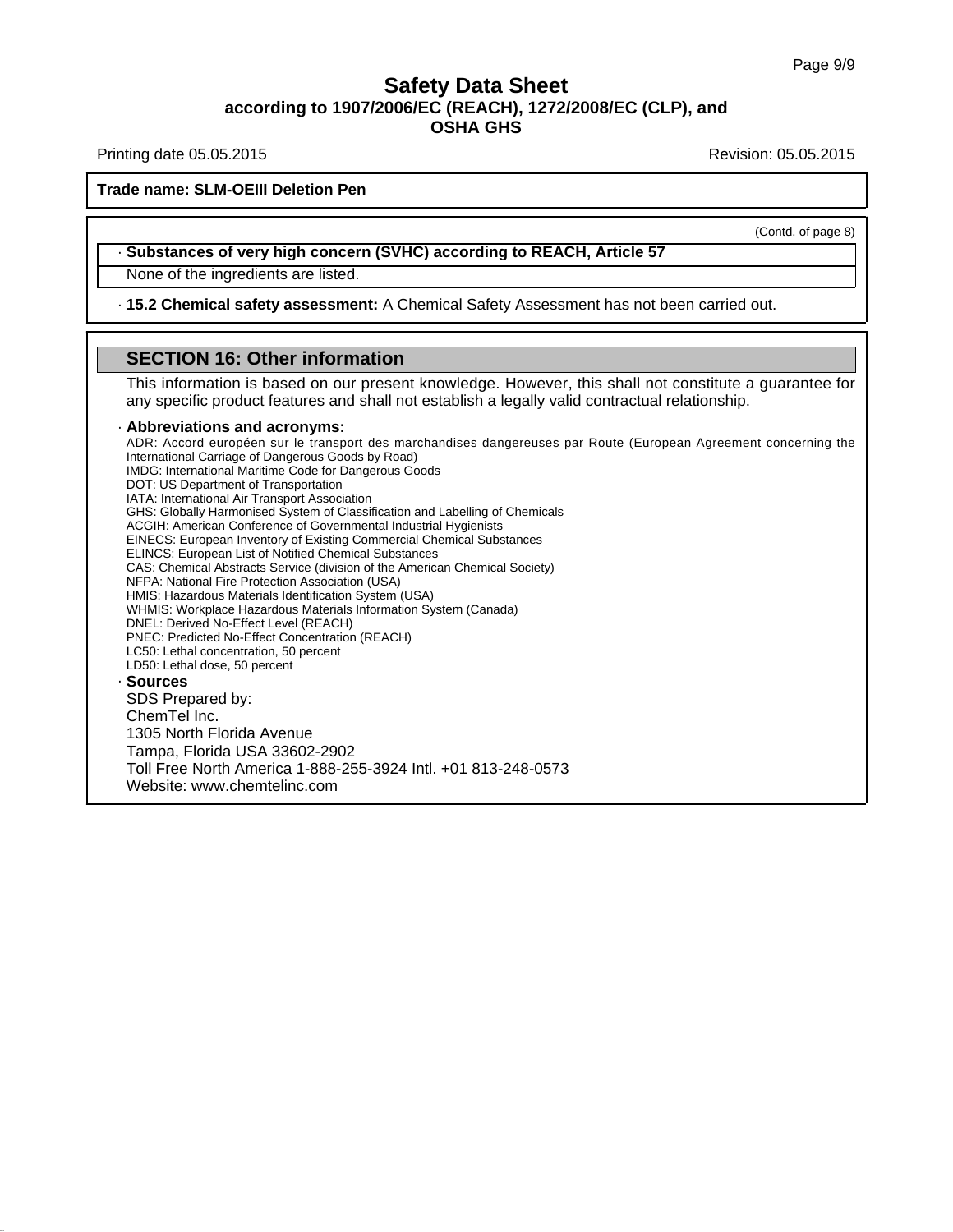(Contd. of page 8)

· **Substances of very high concern (SVHC) according to REACH, Article 57**

None of the ingredients are listed.

· **15.2 Chemical safety assessment:** A Chemical Safety Assessment has not been carried out.

## SECTION 16: Other information

This information is based on our present knowledge. However, this shall not constitute a guarantee for any specific product features and shall not establish a legally valid contractual relationship.

· **Abbreviations and acronyms:**

ADR: Accord européen sur le transport des marchandises dangereuses par Route (European Agreement concerning the International Carriage of Dangerous Goods by Road)
IMDG: International Maritime Code for Dangerous Goods
DOT: US Department of Transportation
IATA: International Air Transport Association
GHS: Globally Harmonised System of Classification and Labelling of Chemicals
ACGIH: American Conference of Governmental Industrial Hygienists
EINECS: European Inventory of Existing Commercial Chemical Substances
ELINCS: European List of Notified Chemical Substances
CAS: Chemical Abstracts Service (division of the American Chemical Society)
NFPA: National Fire Protection Association (USA)
HMIS: Hazardous Materials Identification System (USA)
WHMIS: Workplace Hazardous Materials Information System (Canada)
DNEL: Derived No-Effect Level (REACH)
PNEC: Predicted No-Effect Concentration (REACH)
LC50: Lethal concentration, 50 percent
LD50: Lethal dose, 50 percent

· **Sources**

SDS Prepared by:
ChemTel Inc.
1305 North Florida Avenue
Tampa, Florida USA 33602-2902
Toll Free North America 1-888-255-3924 Intl. +01 813-248-0573
Website: www.chemtelinc.com